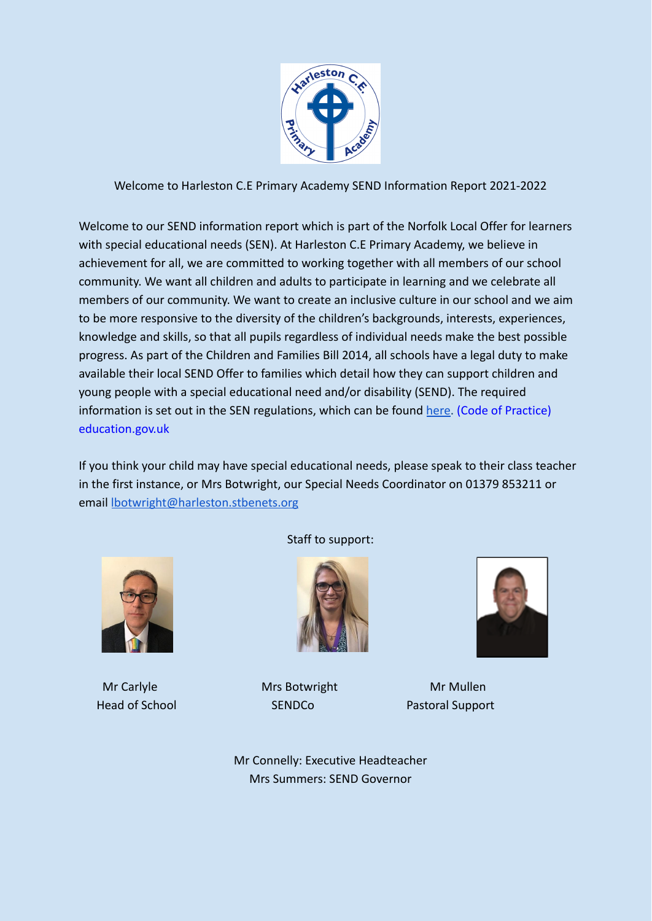Welcome to Harleston C.E Primary Academy SEND Information Report 2021-2022

Welcome to our SEND information report which is part of the Norfolk Local Offer for learners with special educational needs (SEN). At Harleston C.E Primary Academy, we believe in achievement for all, we are committed to working together with all members of our school community. We want all children and adults to participate in learning and we celebrate all members of our community. We want to create an inclusive culture in our school and we aim to be more responsive to the diversity of the children's backgrounds, interests, experiences, knowledge and skills, so that all pupils regardless of individual needs make the best possible progress. As part of the Children and Families Bill 2014, all schools have a legal duty to make available their local SEND Offer to families which detail how they can support children and young people with a special educational need and/or disability (SEND). The required information is set out in the SEN regulations, which can be found here. (Code of Practice) education.gov.uk

If you think your child may have special educational needs, please speak to their class teacher in the first instance, or Mrs Botwright, our Special Needs Coordinator on 01379 853211 or email lbotwright@harleston.stbenets.org

Staff to support:

Mr Carlyle
Head of School

Mrs Botwright
SENDCo

Mr Mullen
Pastoral Support

Mr Connelly: Executive Headteacher
Mrs Summers: SEND Governor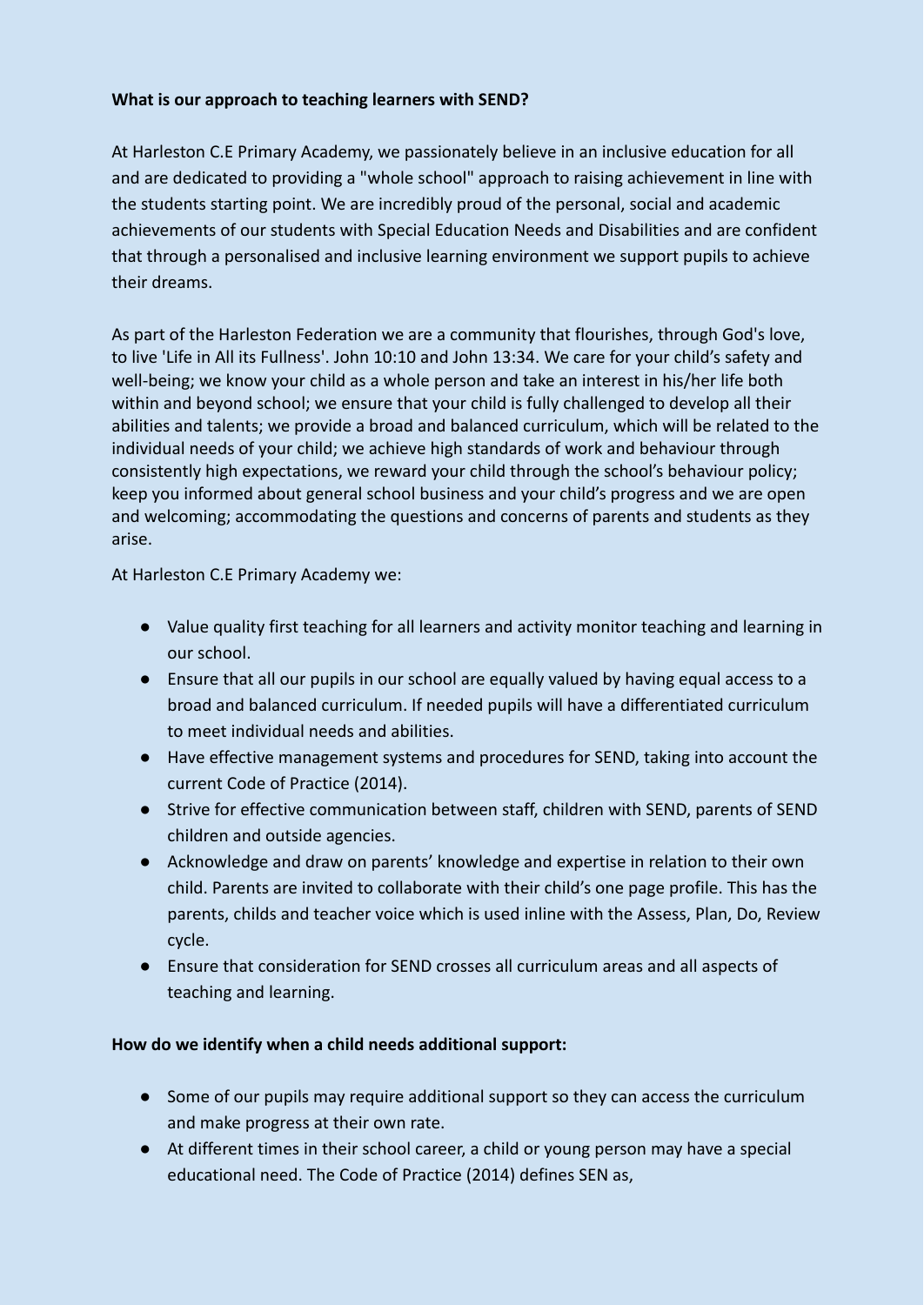**What is our approach to teaching learners with SEND?**

At Harleston C.E Primary Academy, we passionately believe in an inclusive education for all and are dedicated to providing a "whole school" approach to raising achievement in line with the students starting point. We are incredibly proud of the personal, social and academic achievements of our students with Special Education Needs and Disabilities and are confident that through a personalised and inclusive learning environment we support pupils to achieve their dreams.

As part of the Harleston Federation we are a community that flourishes, through God's love, to live 'Life in All its Fullness'. John 10:10 and John 13:34. We care for your child's safety and well-being; we know your child as a whole person and take an interest in his/her life both within and beyond school; we ensure that your child is fully challenged to develop all their abilities and talents; we provide a broad and balanced curriculum, which will be related to the individual needs of your child; we achieve high standards of work and behaviour through consistently high expectations, we reward your child through the school's behaviour policy; keep you informed about general school business and your child's progress and we are open and welcoming; accommodating the questions and concerns of parents and students as they arise.

At Harleston C.E Primary Academy we:

- Value quality first teaching for all learners and activity monitor teaching and learning in our school.
- Ensure that all our pupils in our school are equally valued by having equal access to a broad and balanced curriculum. If needed pupils will have a differentiated curriculum to meet individual needs and abilities.
- Have effective management systems and procedures for SEND, taking into account the current Code of Practice (2014).
- Strive for effective communication between staff, children with SEND, parents of SEND children and outside agencies.
- Acknowledge and draw on parents' knowledge and expertise in relation to their own child. Parents are invited to collaborate with their child's one page profile. This has the parents, childs and teacher voice which is used inline with the Assess, Plan, Do, Review cycle.
- Ensure that consideration for SEND crosses all curriculum areas and all aspects of teaching and learning.

**How do we identify when a child needs additional support:**

- Some of our pupils may require additional support so they can access the curriculum and make progress at their own rate.
- At different times in their school career, a child or young person may have a special educational need. The Code of Practice (2014) defines SEN as,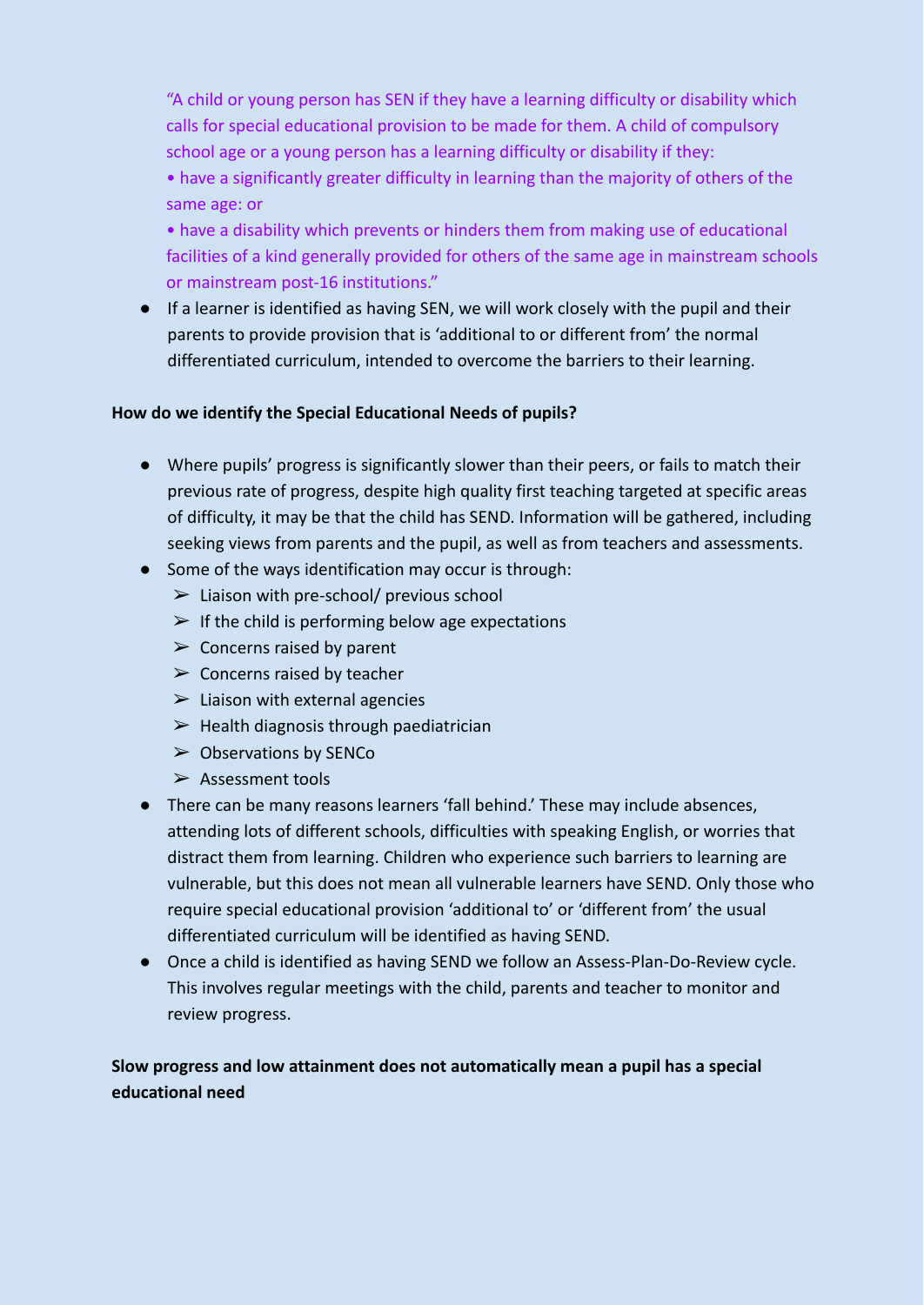"A child or young person has SEN if they have a learning difficulty or disability which calls for special educational provision to be made for them. A child of compulsory school age or a young person has a learning difficulty or disability if they:

• have a significantly greater difficulty in learning than the majority of others of the same age: or

• have a disability which prevents or hinders them from making use of educational facilities of a kind generally provided for others of the same age in mainstream schools or mainstream post-16 institutions."

- If a learner is identified as having SEN, we will work closely with the pupil and their parents to provide provision that is 'additional to or different from' the normal differentiated curriculum, intended to overcome the barriers to their learning.

**How do we identify the Special Educational Needs of pupils?**

- Where pupils' progress is significantly slower than their peers, or fails to match their previous rate of progress, despite high quality first teaching targeted at specific areas of difficulty, it may be that the child has SEND. Information will be gathered, including seeking views from parents and the pupil, as well as from teachers and assessments.
- Some of the ways identification may occur is through:
  - Liaison with pre-school/ previous school
  - If the child is performing below age expectations
  - Concerns raised by parent
  - Concerns raised by teacher
  - Liaison with external agencies
  - Health diagnosis through paediatrician
  - Observations by SENCo
  - Assessment tools
- There can be many reasons learners 'fall behind.' These may include absences, attending lots of different schools, difficulties with speaking English, or worries that distract them from learning. Children who experience such barriers to learning are vulnerable, but this does not mean all vulnerable learners have SEND. Only those who require special educational provision 'additional to' or 'different from' the usual differentiated curriculum will be identified as having SEND.
- Once a child is identified as having SEND we follow an Assess-Plan-Do-Review cycle. This involves regular meetings with the child, parents and teacher to monitor and review progress.

**Slow progress and low attainment does not automatically mean a pupil has a special educational need**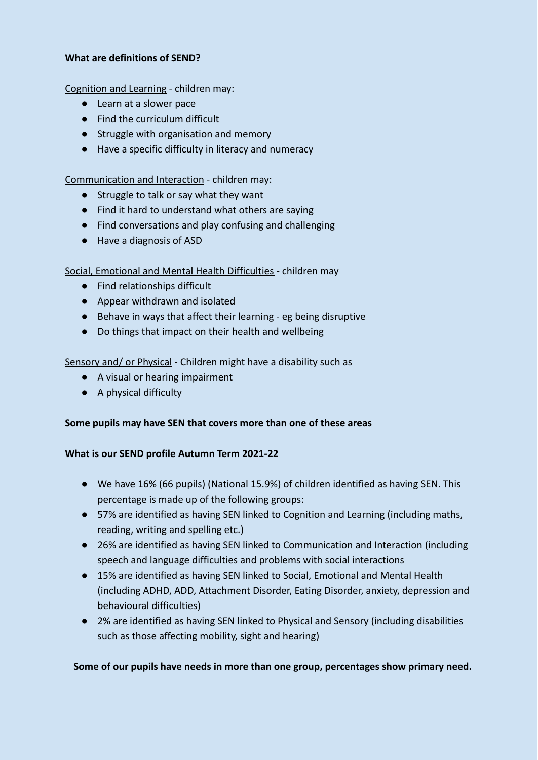**What are definitions of SEND?**

<u>Cognition and Learning</u> - children may:

- Learn at a slower pace
- Find the curriculum difficult
- Struggle with organisation and memory
- Have a specific difficulty in literacy and numeracy

<u>Communication and Interaction</u> - children may:

- Struggle to talk or say what they want
- Find it hard to understand what others are saying
- Find conversations and play confusing and challenging
- Have a diagnosis of ASD

<u>Social, Emotional and Mental Health Difficulties</u> - children may

- Find relationships difficult
- Appear withdrawn and isolated
- Behave in ways that affect their learning - eg being disruptive
- Do things that impact on their health and wellbeing

<u>Sensory and/ or Physical</u> - Children might have a disability such as

- A visual or hearing impairment
- A physical difficulty

**Some pupils may have SEN that covers more than one of these areas**

**What is our SEND profile Autumn Term 2021-22**

- We have 16% (66 pupils) (National 15.9%) of children identified as having SEN. This percentage is made up of the following groups:
- 57% are identified as having SEN linked to Cognition and Learning (including maths, reading, writing and spelling etc.)
- 26% are identified as having SEN linked to Communication and Interaction (including speech and language difficulties and problems with social interactions
- 15% are identified as having SEN linked to Social, Emotional and Mental Health (including ADHD, ADD, Attachment Disorder, Eating Disorder, anxiety, depression and behavioural difficulties)
- 2% are identified as having SEN linked to Physical and Sensory (including disabilities such as those affecting mobility, sight and hearing)

**Some of our pupils have needs in more than one group, percentages show primary need.**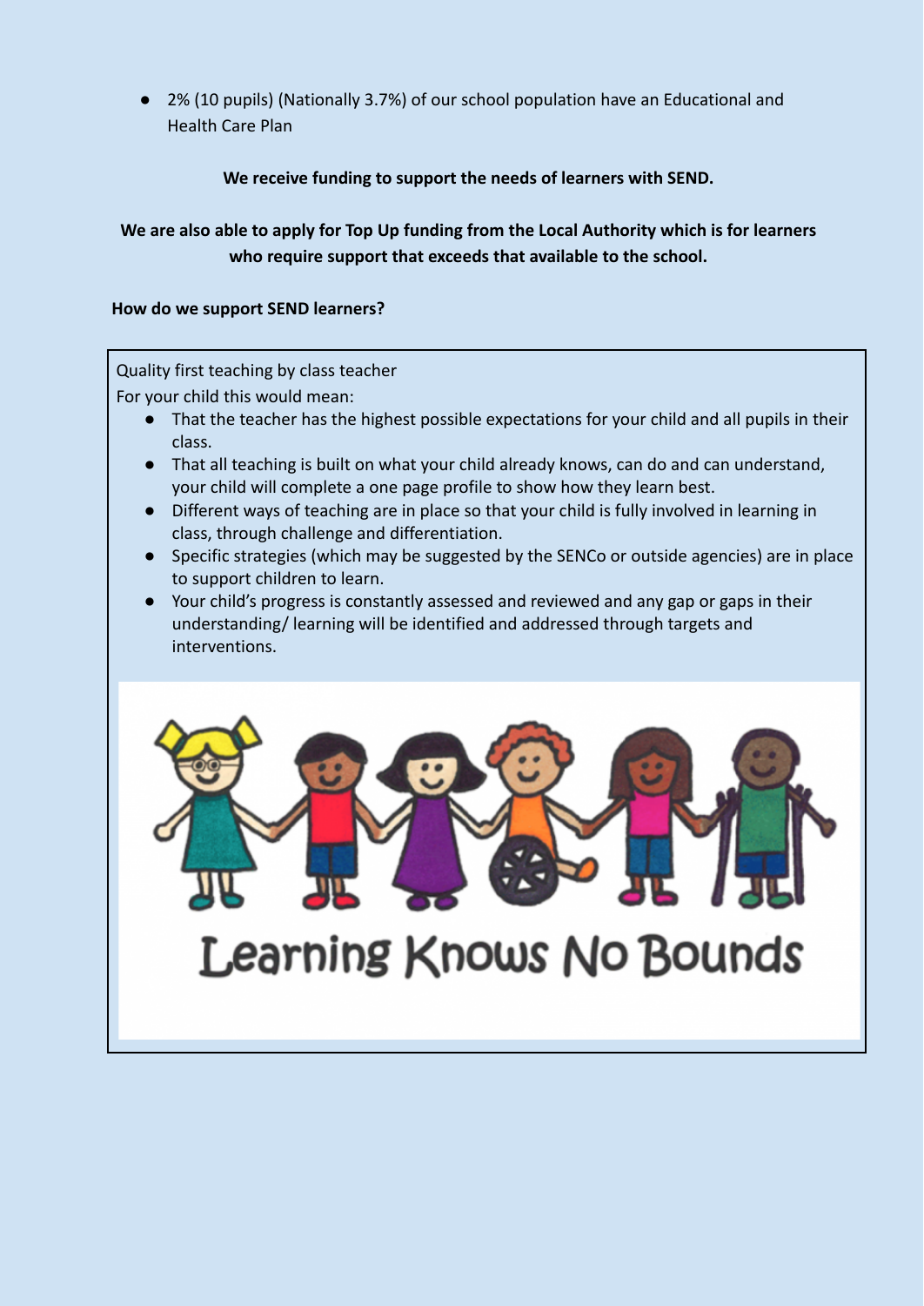- 2% (10 pupils) (Nationally 3.7%) of our school population have an Educational and Health Care Plan

**We receive funding to support the needs of learners with SEND.**

**We are also able to apply for Top Up funding from the Local Authority which is for learners who require support that exceeds that available to the school.**

**How do we support SEND learners?**

Quality first teaching by class teacher

For your child this would mean:

- That the teacher has the highest possible expectations for your child and all pupils in their class.
- That all teaching is built on what your child already knows, can do and can understand, your child will complete a one page profile to show how they learn best.
- Different ways of teaching are in place so that your child is fully involved in learning in class, through challenge and differentiation.
- Specific strategies (which may be suggested by the SENCo or outside agencies) are in place to support children to learn.
- Your child's progress is constantly assessed and reviewed and any gap or gaps in their understanding/ learning will be identified and addressed through targets and interventions.

Learning Knows No Bounds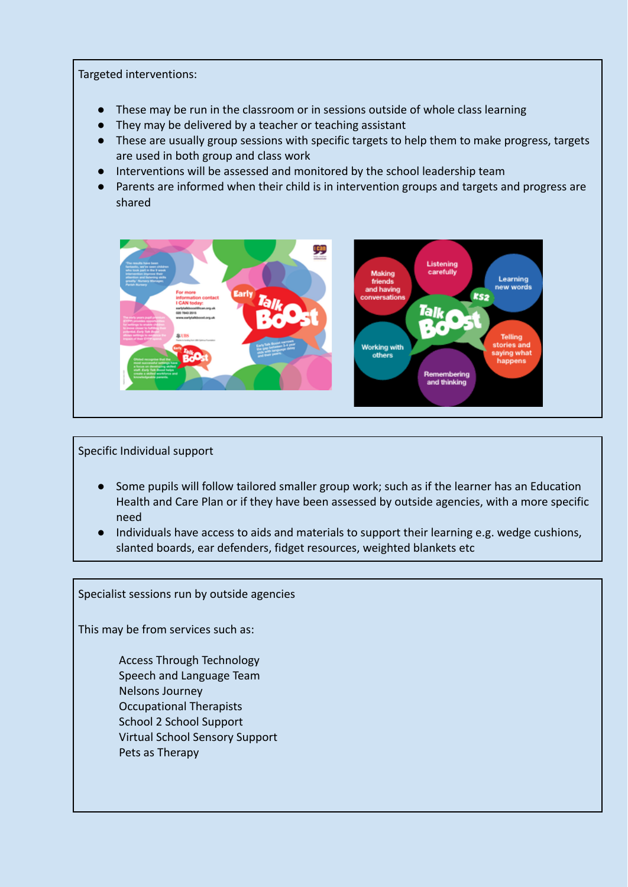Targeted interventions:

- These may be run in the classroom or in sessions outside of whole class learning
- They may be delivered by a teacher or teaching assistant
- These are usually group sessions with specific targets to help them to make progress, targets are used in both group and class work
- Interventions will be assessed and monitored by the school leadership team
- Parents are informed when their child is in intervention groups and targets and progress are shared

Specific Individual support

- Some pupils will follow tailored smaller group work; such as if the learner has an Education Health and Care Plan or if they have been assessed by outside agencies, with a more specific need
- Individuals have access to aids and materials to support their learning e.g. wedge cushions, slanted boards, ear defenders, fidget resources, weighted blankets etc

Specialist sessions run by outside agencies

This may be from services such as:

Access Through Technology
Speech and Language Team
Nelsons Journey
Occupational Therapists
School 2 School Support
Virtual School Sensory Support
Pets as Therapy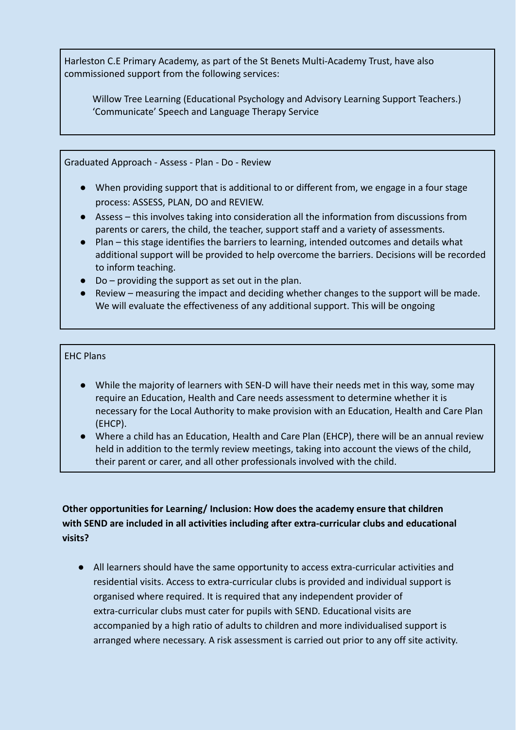Harleston C.E Primary Academy, as part of the St Benets Multi-Academy Trust, have also commissioned support from the following services:

Willow Tree Learning (Educational Psychology and Advisory Learning Support Teachers.)
'Communicate' Speech and Language Therapy Service

Graduated Approach - Assess - Plan - Do - Review

- When providing support that is additional to or different from, we engage in a four stage process: ASSESS, PLAN, DO and REVIEW.
- Assess – this involves taking into consideration all the information from discussions from parents or carers, the child, the teacher, support staff and a variety of assessments.
- Plan – this stage identifies the barriers to learning, intended outcomes and details what additional support will be provided to help overcome the barriers. Decisions will be recorded to inform teaching.
- Do – providing the support as set out in the plan.
- Review – measuring the impact and deciding whether changes to the support will be made. We will evaluate the effectiveness of any additional support. This will be ongoing

EHC Plans

- While the majority of learners with SEN-D will have their needs met in this way, some may require an Education, Health and Care needs assessment to determine whether it is necessary for the Local Authority to make provision with an Education, Health and Care Plan (EHCP).
- Where a child has an Education, Health and Care Plan (EHCP), there will be an annual review held in addition to the termly review meetings, taking into account the views of the child, their parent or carer, and all other professionals involved with the child.

**Other opportunities for Learning/ Inclusion: How does the academy ensure that children with SEND are included in all activities including after extra-curricular clubs and educational visits?**

- All learners should have the same opportunity to access extra-curricular activities and residential visits. Access to extra-curricular clubs is provided and individual support is organised where required. It is required that any independent provider of extra-curricular clubs must cater for pupils with SEND. Educational visits are accompanied by a high ratio of adults to children and more individualised support is arranged where necessary. A risk assessment is carried out prior to any off site activity.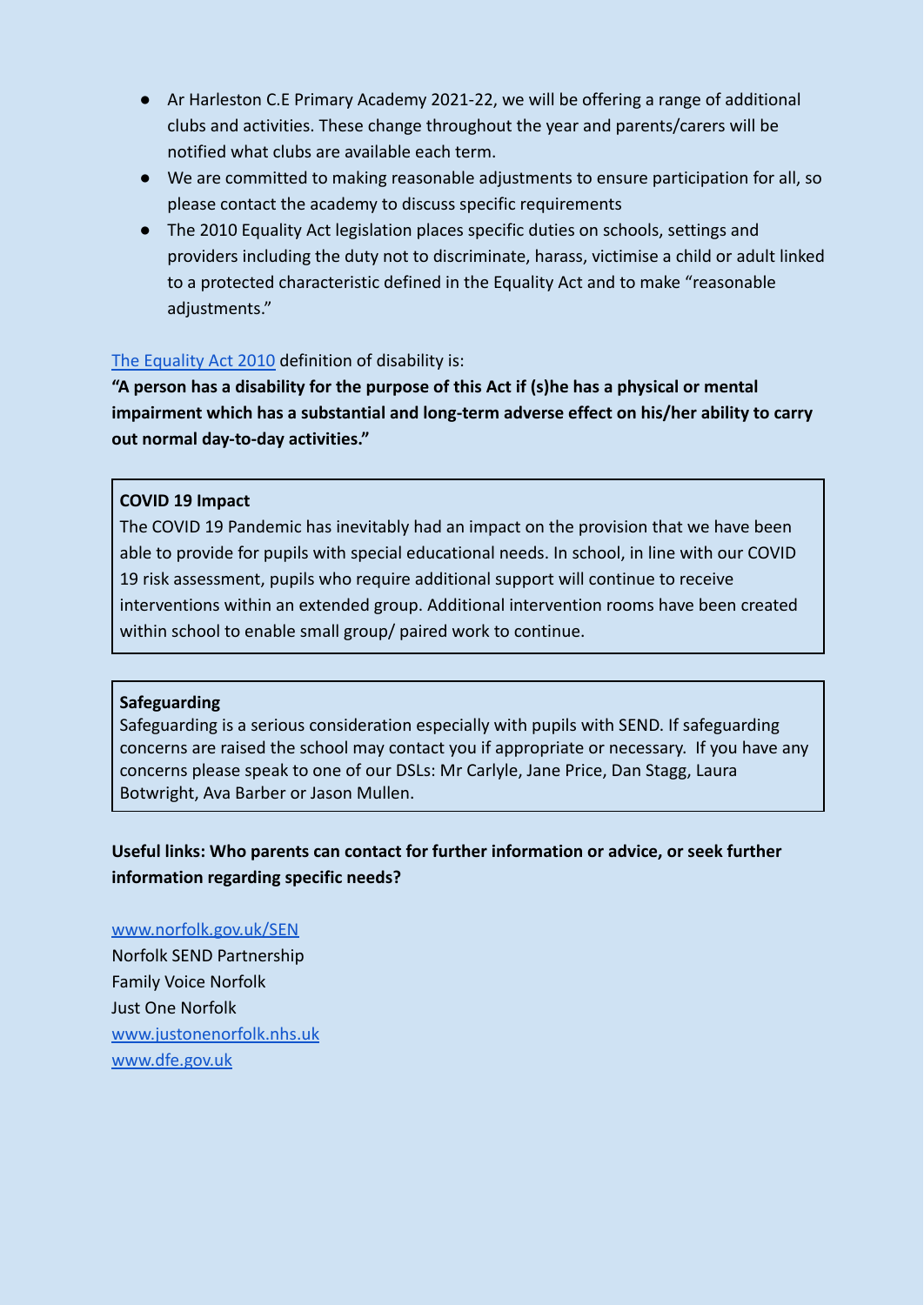- Ar Harleston C.E Primary Academy 2021-22, we will be offering a range of additional clubs and activities. These change throughout the year and parents/carers will be notified what clubs are available each term.
- We are committed to making reasonable adjustments to ensure participation for all, so please contact the academy to discuss specific requirements
- The 2010 Equality Act legislation places specific duties on schools, settings and providers including the duty not to discriminate, harass, victimise a child or adult linked to a protected characteristic defined in the Equality Act and to make "reasonable adjustments."

The Equality Act 2010 definition of disability is:

**"A person has a disability for the purpose of this Act if (s)he has a physical or mental impairment which has a substantial and long-term adverse effect on his/her ability to carry out normal day-to-day activities."**

**COVID 19 Impact**

The COVID 19 Pandemic has inevitably had an impact on the provision that we have been able to provide for pupils with special educational needs. In school, in line with our COVID 19 risk assessment, pupils who require additional support will continue to receive interventions within an extended group. Additional intervention rooms have been created within school to enable small group/ paired work to continue.

**Safeguarding**

Safeguarding is a serious consideration especially with pupils with SEND. If safeguarding concerns are raised the school may contact you if appropriate or necessary. If you have any concerns please speak to one of our DSLs: Mr Carlyle, Jane Price, Dan Stagg, Laura Botwright, Ava Barber or Jason Mullen.

**Useful links: Who parents can contact for further information or advice, or seek further information regarding specific needs?**

www.norfolk.gov.uk/SEN
Norfolk SEND Partnership
Family Voice Norfolk
Just One Norfolk
www.justonenorfolk.nhs.uk
www.dfe.gov.uk